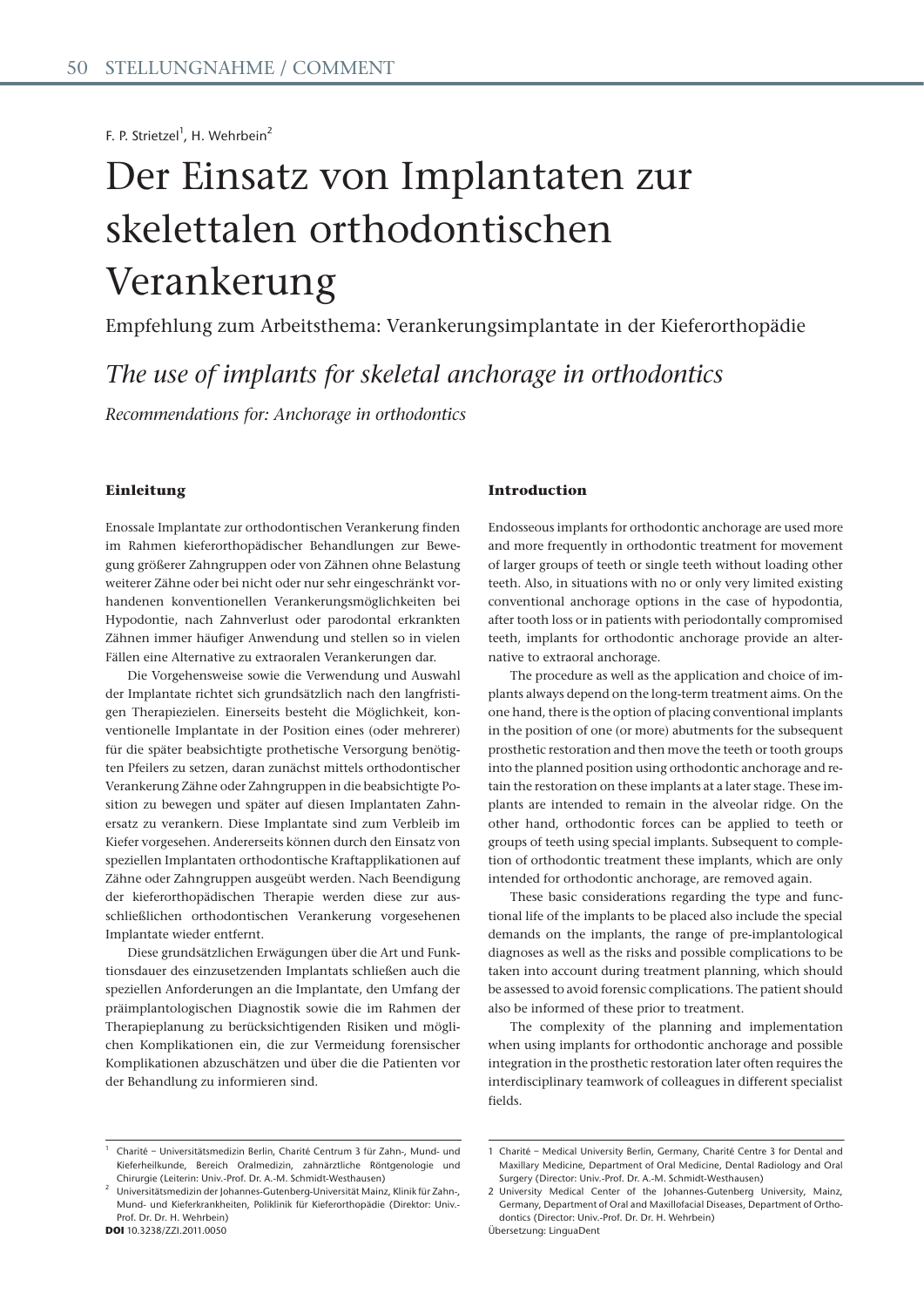F. P. Strietzel[1], H. Wehrbein[2]

# Der Einsatz von Implantaten zur skelettalen orthodontischen Verankerung

Empfehlung zum Arbeitsthema: Verankerungsimplantate in der Kieferorthopädie

## *The use of implants for skeletal anchorage in orthodontics*

*Recommendations for: Anchorage in orthodontics*

### Einleitung

Enossale Implantate zur orthodontischen Verankerung finden im Rahmen kieferorthopädischer Behandlungen zur Bewegung größerer Zahngruppen oder von Zähnen ohne Belastung weiterer Zähne oder bei nicht oder nur sehr eingeschränkt vorhandenen konventionellen Verankerungsmöglichkeiten bei Hypodontie, nach Zahnverlust oder parodontal erkrankten Zähnen immer häufiger Anwendung und stellen so in vielen Fällen eine Alternative zu extraoralen Verankerungen dar.

Die Vorgehensweise sowie die Verwendung und Auswahl der Implantate richtet sich grundsätzlich nach den langfristigen Therapiezielen. Einerseits besteht die Möglichkeit, konventionelle Implantate in der Position eines (oder mehrerer) für die später beabsichtigte prothetische Versorgung benötigten Pfeilers zu setzen, daran zunächst mittels orthodontischer Verankerung Zähne oder Zahngruppen in die beabsichtigte Position zu bewegen und später auf diesen Implantaten Zahnersatz zu verankern. Diese Implantate sind zum Verbleib im Kiefer vorgesehen. Andererseits können durch den Einsatz von speziellen Implantaten orthodontische Kraftapplikationen auf Zähne oder Zahngruppen ausgeübt werden. Nach Beendigung der kieferorthopädischen Therapie werden diese zur ausschließlichen orthodontischen Verankerung vorgesehenen Implantate wieder entfernt.

Diese grundsätzlichen Erwägungen über die Art und Funktionsdauer des einzusetzenden Implantats schließen auch die speziellen Anforderungen an die Implantate, den Umfang der präimplantologischen Diagnostik sowie die im Rahmen der Therapieplanung zu berücksichtigenden Risiken und möglichen Komplikationen ein, die zur Vermeidung forensischer Komplikationen abzuschätzen und über die die Patienten vor der Behandlung zu informieren sind.

### Introduction

Endosseous implants for orthodontic anchorage are used more and more frequently in orthodontic treatment for movement of larger groups of teeth or single teeth without loading other teeth. Also, in situations with no or only very limited existing conventional anchorage options in the case of hypodontia, after tooth loss or in patients with periodontally compromised teeth, implants for orthodontic anchorage provide an alternative to extraoral anchorage.

The procedure as well as the application and choice of implants always depend on the long-term treatment aims. On the one hand, there is the option of placing conventional implants in the position of one (or more) abutments for the subsequent prosthetic restoration and then move the teeth or tooth groups into the planned position using orthodontic anchorage and retain the restoration on these implants at a later stage. These implants are intended to remain in the alveolar ridge. On the other hand, orthodontic forces can be applied to teeth or groups of teeth using special implants. Subsequent to completion of orthodontic treatment these implants, which are only intended for orthodontic anchorage, are removed again.

These basic considerations regarding the type and functional life of the implants to be placed also include the special demands on the implants, the range of pre-implantological diagnoses as well as the risks and possible complications to be taken into account during treatment planning, which should be assessed to avoid forensic complications. The patient should also be informed of these prior to treatment.

The complexity of the planning and implementation when using implants for orthodontic anchorage and possible integration in the prosthetic restoration later often requires the interdisciplinary teamwork of colleagues in different specialist fields.

---

[1] Charité – Universitätsmedizin Berlin, Charité Centrum 3 für Zahn-, Mund- und Kieferheilkunde, Bereich Oralmedizin, zahnärztliche Röntgenologie und Chirurgie (Leiterin: Univ.-Prof. Dr. A.-M. Schmidt-Westhausen)

[2] Universitätsmedizin der Johannes-Gutenberg-Universität Mainz, Klinik für Zahn-, Mund- und Kieferkrankheiten, Poliklinik für Kieferorthopädie (Direktor: Univ.-Prof. Dr. Dr. H. Wehrbein)

**DOI** 10.3238/ZZI.2011.0050

1 Charité – Medical University Berlin, Germany, Charité Centre 3 for Dental and Maxillary Medicine, Department of Oral Medicine, Dental Radiology and Oral Surgery (Director: Univ.-Prof. Dr. A.-M. Schmidt-Westhausen)

2 University Medical Center of the Johannes-Gutenberg University, Mainz, Germany, Department of Oral and Maxillofacial Diseases, Department of Orthodontics (Director: Univ.-Prof. Dr. Dr. H. Wehrbein)

Übersetzung: LinguaDent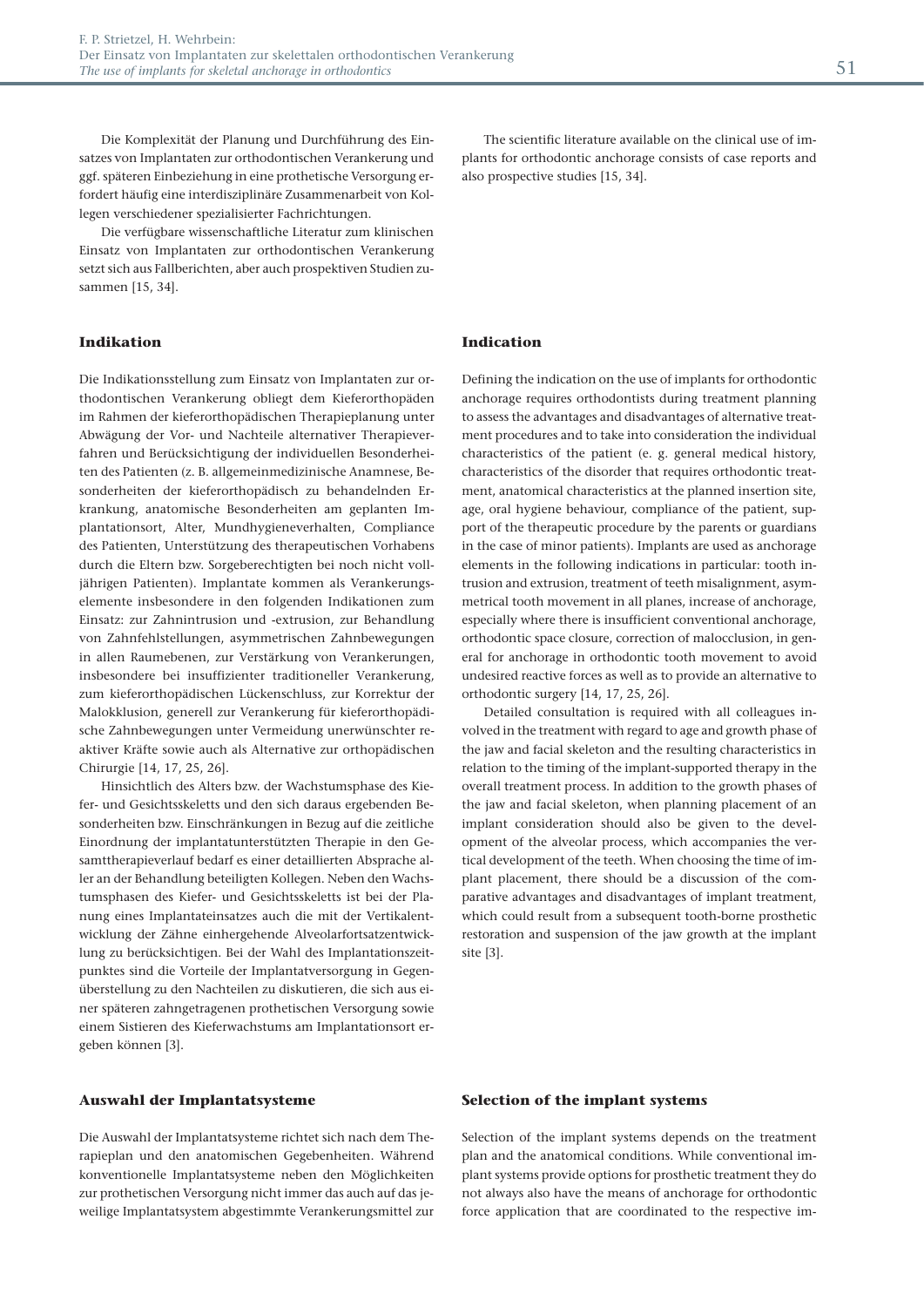Die Komplexität der Planung und Durchführung des Einsatzes von Implantaten zur orthodontischen Verankerung und ggf. späteren Einbeziehung in eine prothetische Versorgung erfordert häufig eine interdisziplinäre Zusammenarbeit von Kollegen verschiedener spezialisierter Fachrichtungen.

Die verfügbare wissenschaftliche Literatur zum klinischen Einsatz von Implantaten zur orthodontischen Verankerung setzt sich aus Fallberichten, aber auch prospektiven Studien zusammen [15, 34].

## Indikation

Die Indikationsstellung zum Einsatz von Implantaten zur orthodontischen Verankerung obliegt dem Kieferorthopäden im Rahmen der kieferorthopädischen Therapieplanung unter Abwägung der Vor- und Nachteile alternativer Therapieverfahren und Berücksichtigung der individuellen Besonderheiten des Patienten (z. B. allgemeinmedizinische Anamnese, Besonderheiten der kieferorthopädisch zu behandelnden Erkrankung, anatomische Besonderheiten am geplanten Implantationsort, Alter, Mundhygieneverhalten, Compliance des Patienten, Unterstützung des therapeutischen Vorhabens durch die Eltern bzw. Sorgeberechtigten bei noch nicht volljährigen Patienten). Implantate kommen als Verankerungselemente insbesondere in den folgenden Indikationen zum Einsatz: zur Zahnintrusion und -extrusion, zur Behandlung von Zahnfehlstellungen, asymmetrischen Zahnbewegungen in allen Raumebenen, zur Verstärkung von Verankerungen, insbesondere bei insuffizienter traditioneller Verankerung, zum kieferorthopädischen Lückenschluss, zur Korrektur der Malokklusion, generell zur Verankerung für kieferorthopädische Zahnbewegungen unter Vermeidung unerwünschter reaktiver Kräfte sowie auch als Alternative zur orthopädischen Chirurgie [14, 17, 25, 26].

Hinsichtlich des Alters bzw. der Wachstumsphase des Kiefer- und Gesichtsskeletts und den sich daraus ergebenden Besonderheiten bzw. Einschränkungen in Bezug auf die zeitliche Einordnung der implantatunterstützten Therapie in den Gesamttherapieverlauf bedarf es einer detaillierten Absprache aller an der Behandlung beteiligten Kollegen. Neben den Wachstumsphasen des Kiefer- und Gesichtsskeletts ist bei der Planung eines Implantateinsatzes auch die mit der Vertikalentwicklung der Zähne einhergehende Alveolarfortsatzentwicklung zu berücksichtigen. Bei der Wahl des Implantationszeitpunktes sind die Vorteile der Implantatversorgung in Gegenüberstellung zu den Nachteilen zu diskutieren, die sich aus einer späteren zahngetragenen prothetischen Versorgung sowie einem Sistieren des Kieferwachstums am Implantationsort ergeben können [3].

## Auswahl der Implantatsysteme

Die Auswahl der Implantatsysteme richtet sich nach dem Therapieplan und den anatomischen Gegebenheiten. Während konventionelle Implantatsysteme neben den Möglichkeiten zur prothetischen Versorgung nicht immer das auch auf das jeweilige Implantatsystem abgestimmte Verankerungsmittel zur

The scientific literature available on the clinical use of implants for orthodontic anchorage consists of case reports and also prospective studies [15, 34].

## Indication

Defining the indication on the use of implants for orthodontic anchorage requires orthodontists during treatment planning to assess the advantages and disadvantages of alternative treatment procedures and to take into consideration the individual characteristics of the patient (e. g. general medical history, characteristics of the disorder that requires orthodontic treatment, anatomical characteristics at the planned insertion site, age, oral hygiene behaviour, compliance of the patient, support of the therapeutic procedure by the parents or guardians in the case of minor patients). Implants are used as anchorage elements in the following indications in particular: tooth intrusion and extrusion, treatment of teeth misalignment, asymmetrical tooth movement in all planes, increase of anchorage, especially where there is insufficient conventional anchorage, orthodontic space closure, correction of malocclusion, in general for anchorage in orthodontic tooth movement to avoid undesired reactive forces as well as to provide an alternative to orthodontic surgery [14, 17, 25, 26].

Detailed consultation is required with all colleagues involved in the treatment with regard to age and growth phase of the jaw and facial skeleton and the resulting characteristics in relation to the timing of the implant-supported therapy in the overall treatment process. In addition to the growth phases of the jaw and facial skeleton, when planning placement of an implant consideration should also be given to the development of the alveolar process, which accompanies the vertical development of the teeth. When choosing the time of implant placement, there should be a discussion of the comparative advantages and disadvantages of implant treatment, which could result from a subsequent tooth-borne prosthetic restoration and suspension of the jaw growth at the implant site [3].

## Selection of the implant systems

Selection of the implant systems depends on the treatment plan and the anatomical conditions. While conventional implant systems provide options for prosthetic treatment they do not always also have the means of anchorage for orthodontic force application that are coordinated to the respective im-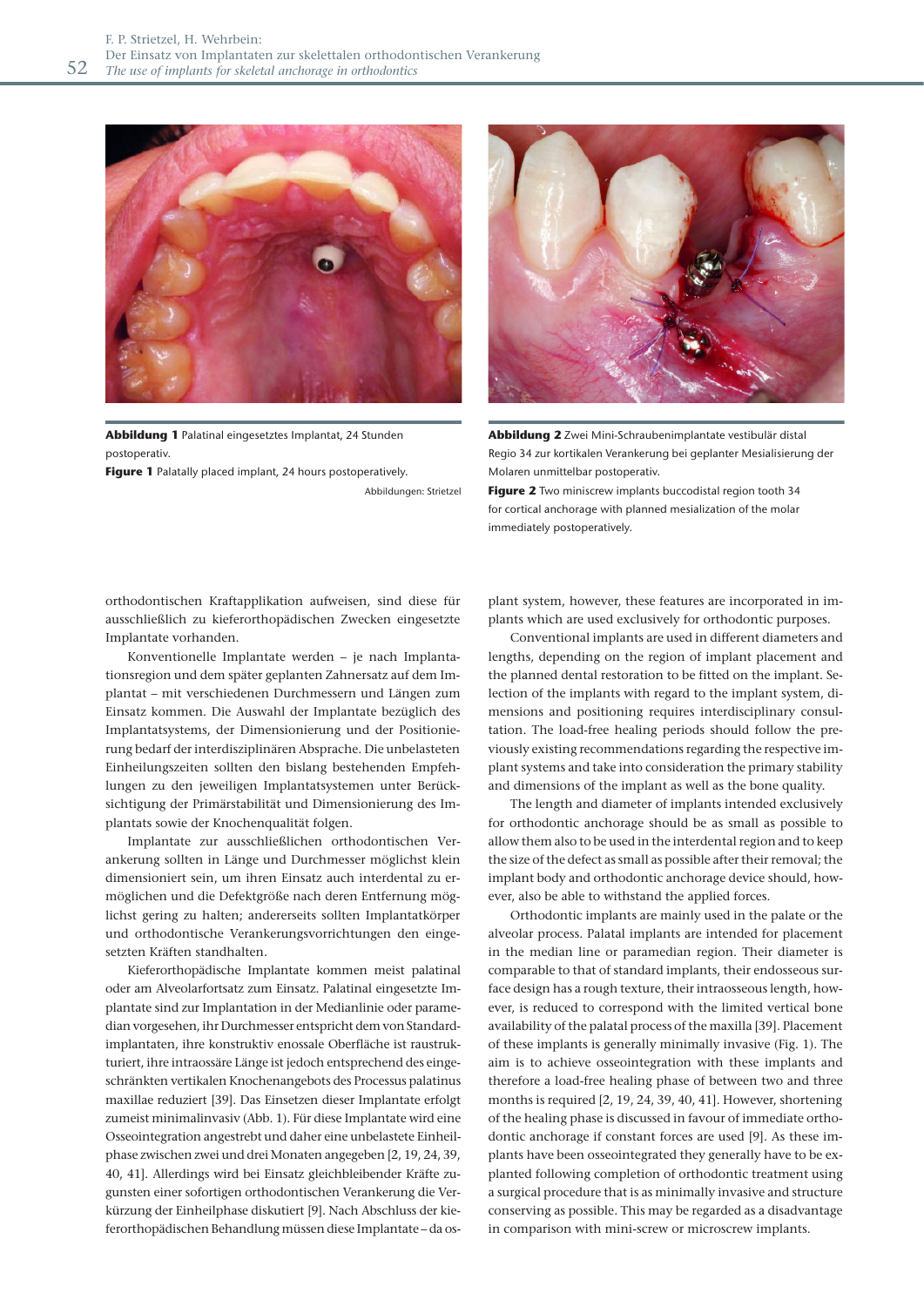**Abbildung 1** Palatinal eingesetztes Implantat, 24 Stunden postoperativ.

**Figure 1** Palatally placed implant, 24 hours postoperatively.

Abbildungen: Strietzel

**Abbildung 2** Zwei Mini-Schraubenimplantate vestibulär distal Regio 34 zur kortikalen Verankerung bei geplanter Mesialisierung der Molaren unmittelbar postoperativ.

**Figure 2** Two miniscrew implants buccodistal region tooth 34 for cortical anchorage with planned mesialization of the molar immediately postoperatively.

orthodontischen Kraftapplikation aufweisen, sind diese für ausschließlich zu kieferorthopädischen Zwecken eingesetzte Implantate vorhanden.

Konventionelle Implantate werden – je nach Implantationsregion und dem später geplanten Zahnersatz auf dem Implantat – mit verschiedenen Durchmessern und Längen zum Einsatz kommen. Die Auswahl der Implantate bezüglich des Implantatsystems, der Dimensionierung und der Positionierung bedarf der interdisziplinären Absprache. Die unbelasteten Einheilungszeiten sollten den bislang bestehenden Empfehlungen zu den jeweiligen Implantatsystemen unter Berücksichtigung der Primärstabilität und Dimensionierung des Implantats sowie der Knochenqualität folgen.

Implantate zur ausschließlichen orthodontischen Verankerung sollten in Länge und Durchmesser möglichst klein dimensioniert sein, um ihren Einsatz auch interdental zu ermöglichen und die Defektgröße nach deren Entfernung möglichst gering zu halten; andererseits sollten Implantatkörper und orthodontische Verankerungsvorrichtungen den eingesetzten Kräften standhalten.

Kieferorthopädische Implantate kommen meist palatinal oder am Alveolarfortsatz zum Einsatz. Palatinal eingesetzte Implantate sind zur Implantation in der Medianlinie oder paramedian vorgesehen, ihr Durchmesser entspricht dem von Standardimplantaten, ihre konstruktiv enossale Oberfläche ist raustrukturiert, ihre intraossäre Länge ist jedoch entsprechend des eingeschränkten vertikalen Knochenangebots des Processus palatinus maxillae reduziert [39]. Das Einsetzen dieser Implantate erfolgt zumeist minimalinvasiv (Abb. 1). Für diese Implantate wird eine Osseointegration angestrebt und daher eine unbelastete Einheilphase zwischen zwei und drei Monaten angegeben [2, 19, 24, 39, 40, 41]. Allerdings wird bei Einsatz gleichbleibender Kräfte zugunsten einer sofortigen orthodontischen Verankerung die Verkürzung der Einheilphase diskutiert [9]. Nach Abschluss der kieferorthopädischen Behandlung müssen diese Implantate – da os-

plant system, however, these features are incorporated in implants which are used exclusively for orthodontic purposes.

Conventional implants are used in different diameters and lengths, depending on the region of implant placement and the planned dental restoration to be fitted on the implant. Selection of the implants with regard to the implant system, dimensions and positioning requires interdisciplinary consultation. The load-free healing periods should follow the previously existing recommendations regarding the respective implant systems and take into consideration the primary stability and dimensions of the implant as well as the bone quality.

The length and diameter of implants intended exclusively for orthodontic anchorage should be as small as possible to allow them also to be used in the interdental region and to keep the size of the defect as small as possible after their removal; the implant body and orthodontic anchorage device should, however, also be able to withstand the applied forces.

Orthodontic implants are mainly used in the palate or the alveolar process. Palatal implants are intended for placement in the median line or paramedian region. Their diameter is comparable to that of standard implants, their endosseous surface design has a rough texture, their intraosseous length, however, is reduced to correspond with the limited vertical bone availability of the palatal process of the maxilla [39]. Placement of these implants is generally minimally invasive (Fig. 1). The aim is to achieve osseointegration with these implants and therefore a load-free healing phase of between two and three months is required [2, 19, 24, 39, 40, 41]. However, shortening of the healing phase is discussed in favour of immediate orthodontic anchorage if constant forces are used [9]. As these implants have been osseointegrated they generally have to be explanted following completion of orthodontic treatment using a surgical procedure that is as minimally invasive and structure conserving as possible. This may be regarded as a disadvantage in comparison with mini-screw or microscrew implants.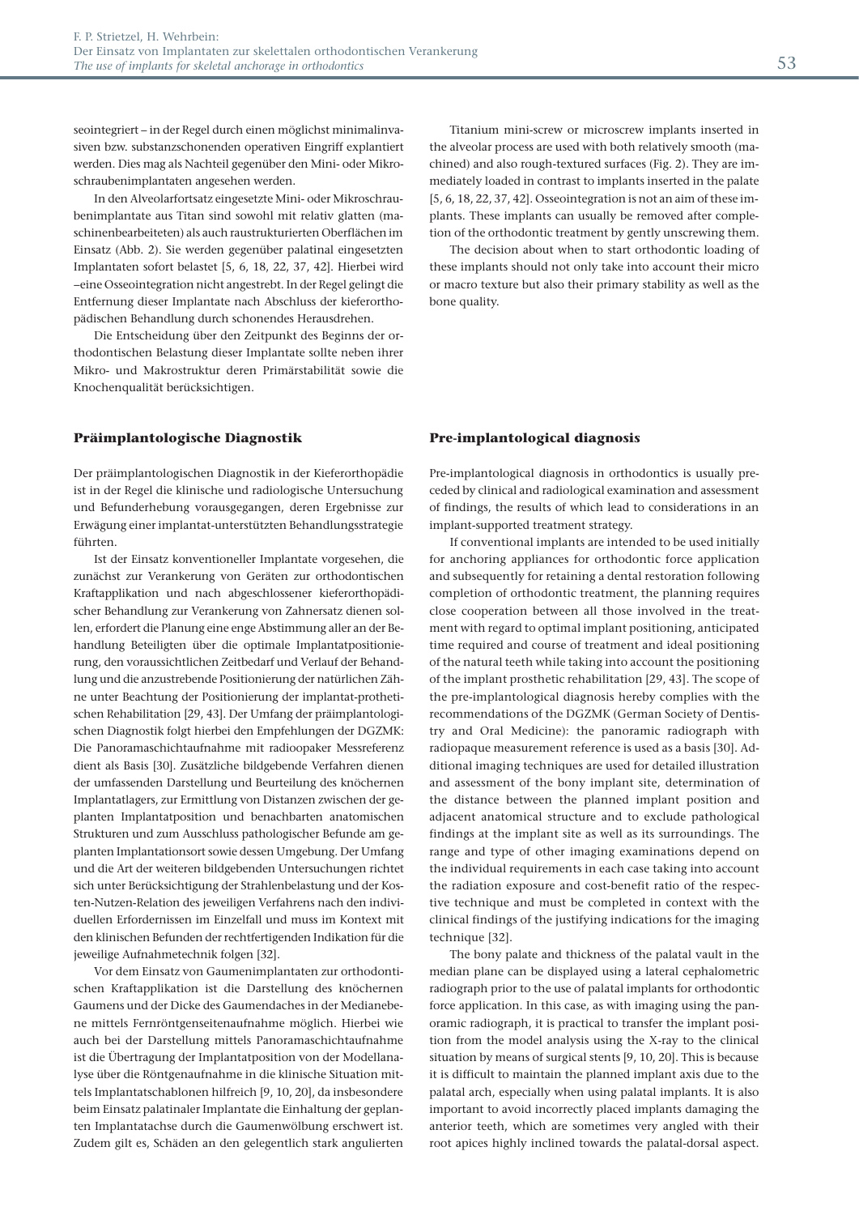seointegriert – in der Regel durch einen möglichst minimalinvasiven bzw. substanzschonenden operativen Eingriff explantiert werden. Dies mag als Nachteil gegenüber den Mini- oder Mikroschraubenimplantaten angesehen werden.

In den Alveolarfortsatz eingesetzte Mini- oder Mikroschraubenimplantate aus Titan sind sowohl mit relativ glatten (maschinenbearbeiteten) als auch raustrukturierten Oberflächen im Einsatz (Abb. 2). Sie werden gegenüber palatinal eingesetzten Implantaten sofort belastet [5, 6, 18, 22, 37, 42]. Hierbei wird –eine Osseointegration nicht angestrebt. In der Regel gelingt die Entfernung dieser Implantate nach Abschluss der kieferorthopädischen Behandlung durch schonendes Herausdrehen.

Die Entscheidung über den Zeitpunkt des Beginns der orthodontischen Belastung dieser Implantate sollte neben ihrer Mikro- und Makrostruktur deren Primärstabilität sowie die Knochenqualität berücksichtigen.

## Präimplantologische Diagnostik

Der präimplantologischen Diagnostik in der Kieferorthopädie ist in der Regel die klinische und radiologische Untersuchung und Befunderhebung vorausgegangen, deren Ergebnisse zur Erwägung einer implantat-unterstützten Behandlungsstrategie führten.

Ist der Einsatz konventioneller Implantate vorgesehen, die zunächst zur Verankerung von Geräten zur orthodontischen Kraftapplikation und nach abgeschlossener kieferorthopädischer Behandlung zur Verankerung von Zahnersatz dienen sollen, erfordert die Planung eine enge Abstimmung aller an der Behandlung Beteiligten über die optimale Implantatpositionierung, den voraussichtlichen Zeitbedarf und Verlauf der Behandlung und die anzustrebende Positionierung der natürlichen Zähne unter Beachtung der Positionierung der implantat-prothetischen Rehabilitation [29, 43]. Der Umfang der präimplantologischen Diagnostik folgt hierbei den Empfehlungen der DGZMK: Die Panoramaschichtaufnahme mit radioopaker Messreferenz dient als Basis [30]. Zusätzliche bildgebende Verfahren dienen der umfassenden Darstellung und Beurteilung des knöchernen Implantatlagers, zur Ermittlung von Distanzen zwischen der geplanten Implantatposition und benachbarten anatomischen Strukturen und zum Ausschluss pathologischer Befunde am geplanten Implantationsort sowie dessen Umgebung. Der Umfang und die Art der weiteren bildgebenden Untersuchungen richtet sich unter Berücksichtigung der Strahlenbelastung und der Kosten-Nutzen-Relation des jeweiligen Verfahrens nach den individuellen Erfordernissen im Einzelfall und muss im Kontext mit den klinischen Befunden der rechtfertigenden Indikation für die jeweilige Aufnahmetechnik folgen [32].

Vor dem Einsatz von Gaumenimplantaten zur orthodontischen Kraftapplikation ist die Darstellung des knöchernen Gaumens und der Dicke des Gaumendaches in der Medianebene mittels Fernröntgenseitenaufnahme möglich. Hierbei wie auch bei der Darstellung mittels Panoramaschichtaufnahme ist die Übertragung der Implantatposition von der Modellanalyse über die Röntgenaufnahme in die klinische Situation mittels Implantatschablonen hilfreich [9, 10, 20], da insbesondere beim Einsatz palatinaler Implantate die Einhaltung der geplanten Implantatachse durch die Gaumenwölbung erschwert ist. Zudem gilt es, Schäden an den gelegentlich stark angulierten

Titanium mini-screw or microscrew implants inserted in the alveolar process are used with both relatively smooth (machined) and also rough-textured surfaces (Fig. 2). They are immediately loaded in contrast to implants inserted in the palate [5, 6, 18, 22, 37, 42]. Osseointegration is not an aim of these implants. These implants can usually be removed after completion of the orthodontic treatment by gently unscrewing them.

The decision about when to start orthodontic loading of these implants should not only take into account their micro or macro texture but also their primary stability as well as the bone quality.

## Pre-implantological diagnosis

Pre-implantological diagnosis in orthodontics is usually preceded by clinical and radiological examination and assessment of findings, the results of which lead to considerations in an implant-supported treatment strategy.

If conventional implants are intended to be used initially for anchoring appliances for orthodontic force application and subsequently for retaining a dental restoration following completion of orthodontic treatment, the planning requires close cooperation between all those involved in the treatment with regard to optimal implant positioning, anticipated time required and course of treatment and ideal positioning of the natural teeth while taking into account the positioning of the implant prosthetic rehabilitation [29, 43]. The scope of the pre-implantological diagnosis hereby complies with the recommendations of the DGZMK (German Society of Dentistry and Oral Medicine): the panoramic radiograph with radiopaque measurement reference is used as a basis [30]. Additional imaging techniques are used for detailed illustration and assessment of the bony implant site, determination of the distance between the planned implant position and adjacent anatomical structure and to exclude pathological findings at the implant site as well as its surroundings. The range and type of other imaging examinations depend on the individual requirements in each case taking into account the radiation exposure and cost-benefit ratio of the respective technique and must be completed in context with the clinical findings of the justifying indications for the imaging technique [32].

The bony palate and thickness of the palatal vault in the median plane can be displayed using a lateral cephalometric radiograph prior to the use of palatal implants for orthodontic force application. In this case, as with imaging using the panoramic radiograph, it is practical to transfer the implant position from the model analysis using the X-ray to the clinical situation by means of surgical stents [9, 10, 20]. This is because it is difficult to maintain the planned implant axis due to the palatal arch, especially when using palatal implants. It is also important to avoid incorrectly placed implants damaging the anterior teeth, which are sometimes very angled with their root apices highly inclined towards the palatal-dorsal aspect.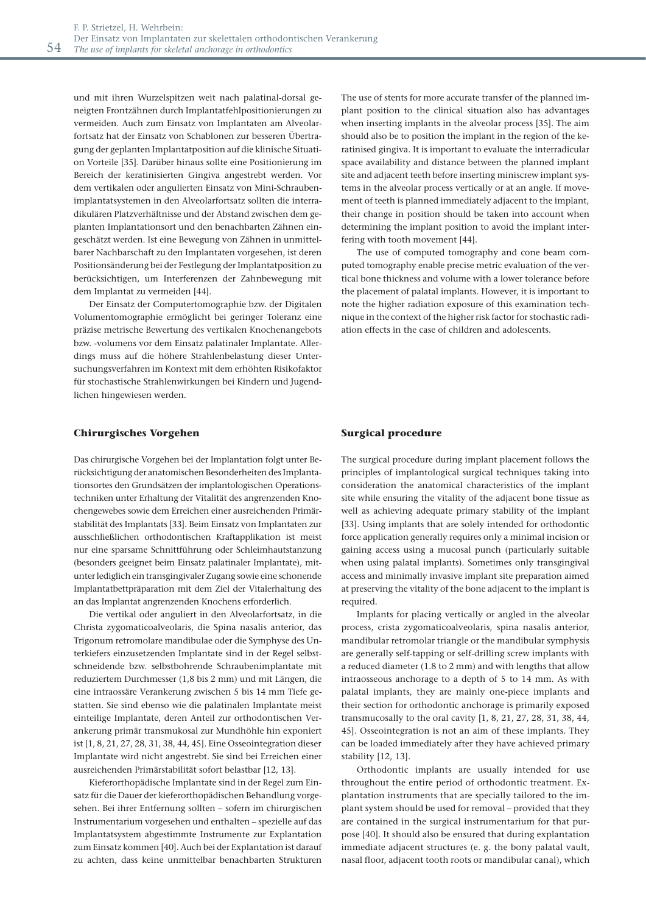und mit ihren Wurzelspitzen weit nach palatinal-dorsal geneigten Frontzähnen durch Implantatfehlpositionierungen zu vermeiden. Auch zum Einsatz von Implantaten am Alveolarfortsatz hat der Einsatz von Schablonen zur besseren Übertragung der geplanten Implantatposition auf die klinische Situation Vorteile [35]. Darüber hinaus sollte eine Positionierung im Bereich der keratinisierten Gingiva angestrebt werden. Vor dem vertikalen oder angulierten Einsatz von Mini-Schraubenimplantatsystemen in den Alveolarfortsatz sollten die interradikulären Platzverhältnisse und der Abstand zwischen dem geplanten Implantationsort und den benachbarten Zähnen eingeschätzt werden. Ist eine Bewegung von Zähnen in unmittelbarer Nachbarschaft zu den Implantaten vorgesehen, ist deren Positionsänderung bei der Festlegung der Implantatposition zu berücksichtigen, um Interferenzen der Zahnbewegung mit dem Implantat zu vermeiden [44].

Der Einsatz der Computertomographie bzw. der Digitalen Volumentomographie ermöglicht bei geringer Toleranz eine präzise metrische Bewertung des vertikalen Knochenangebots bzw. -volumens vor dem Einsatz palatinaler Implantate. Allerdings muss auf die höhere Strahlenbelastung dieser Untersuchungsverfahren im Kontext mit dem erhöhten Risikofaktor für stochastische Strahlenwirkungen bei Kindern und Jugendlichen hingewiesen werden.

## Chirurgisches Vorgehen

Das chirurgische Vorgehen bei der Implantation folgt unter Berücksichtigung der anatomischen Besonderheiten des Implantationsortes den Grundsätzen der implantologischen Operationstechniken unter Erhaltung der Vitalität des angrenzenden Knochengewebes sowie dem Erreichen einer ausreichenden Primärstabilität des Implantats [33]. Beim Einsatz von Implantaten zur ausschließlichen orthodontischen Kraftapplikation ist meist nur eine sparsame Schnittführung oder Schleimhautstanzung (besonders geeignet beim Einsatz palatinaler Implantate), mitunter lediglich ein transgingivaler Zugang sowie eine schonende Implantatbettpräparation mit dem Ziel der Vitalerhaltung des an das Implantat angrenzenden Knochens erforderlich.

Die vertikal oder anguliert in den Alveolarfortsatz, in die Christa zygomaticoalveolaris, die Spina nasalis anterior, das Trigonum retromolare mandibulae oder die Symphyse des Unterkiefers einzusetzenden Implantate sind in der Regel selbstschneidende bzw. selbstbohrende Schraubenimplantate mit reduziertem Durchmesser (1,8 bis 2 mm) und mit Längen, die eine intraossäre Verankerung zwischen 5 bis 14 mm Tiefe gestatten. Sie sind ebenso wie die palatinalen Implantate meist einteilige Implantate, deren Anteil zur orthodontischen Verankerung primär transmukosal zur Mundhöhle hin exponiert ist [1, 8, 21, 27, 28, 31, 38, 44, 45]. Eine Osseointegration dieser Implantate wird nicht angestrebt. Sie sind bei Erreichen einer ausreichenden Primärstabilität sofort belastbar [12, 13].

Kieferorthopädische Implantate sind in der Regel zum Einsatz für die Dauer der kieferorthopädischen Behandlung vorgesehen. Bei ihrer Entfernung sollten – sofern im chirurgischen Instrumentarium vorgesehen und enthalten – spezielle auf das Implantatsystem abgestimmte Instrumente zur Explantation zum Einsatz kommen [40]. Auch bei der Explantation ist darauf zu achten, dass keine unmittelbar benachbarten Strukturen

*The use of stents for more accurate transfer of the planned implant position to the clinical situation also has advantages when inserting implants in the alveolar process [35]. The aim should also be to position the implant in the region of the keratinised gingiva. It is important to evaluate the interradicular space availability and distance between the planned implant site and adjacent teeth before inserting miniscrew implant systems in the alveolar process vertically or at an angle. If movement of teeth is planned immediately adjacent to the implant, their change in position should be taken into account when determining the implant position to avoid the implant interfering with tooth movement [44].*

*The use of computed tomography and cone beam computed tomography enable precise metric evaluation of the vertical bone thickness and volume with a lower tolerance before the placement of palatal implants. However, it is important to note the higher radiation exposure of this examination technique in the context of the higher risk factor for stochastic radiation effects in the case of children and adolescents.*

## Surgical procedure

*The surgical procedure during implant placement follows the principles of implantological surgical techniques taking into consideration the anatomical characteristics of the implant site while ensuring the vitality of the adjacent bone tissue as well as achieving adequate primary stability of the implant [33]. Using implants that are solely intended for orthodontic force application generally requires only a minimal incision or gaining access using a mucosal punch (particularly suitable when using palatal implants). Sometimes only transgingival access and minimally invasive implant site preparation aimed at preserving the vitality of the bone adjacent to the implant is required.*

*Implants for placing vertically or angled in the alveolar process, crista zygomaticoalveolaris, spina nasalis anterior, mandibular retromolar triangle or the mandibular symphysis are generally self-tapping or self-drilling screw implants with a reduced diameter (1.8 to 2 mm) and with lengths that allow intraosseous anchorage to a depth of 5 to 14 mm. As with palatal implants, they are mainly one-piece implants and their section for orthodontic anchorage is primarily exposed transmucosally to the oral cavity [1, 8, 21, 27, 28, 31, 38, 44, 45]. Osseointegration is not an aim of these implants. They can be loaded immediately after they have achieved primary stability [12, 13].*

*Orthodontic implants are usually intended for use throughout the entire period of orthodontic treatment. Explantation instruments that are specially tailored to the implant system should be used for removal – provided that they are contained in the surgical instrumentarium for that purpose [40]. It should also be ensured that during explantation immediate adjacent structures (e. g. the bony palatal vault, nasal floor, adjacent tooth roots or mandibular canal), which*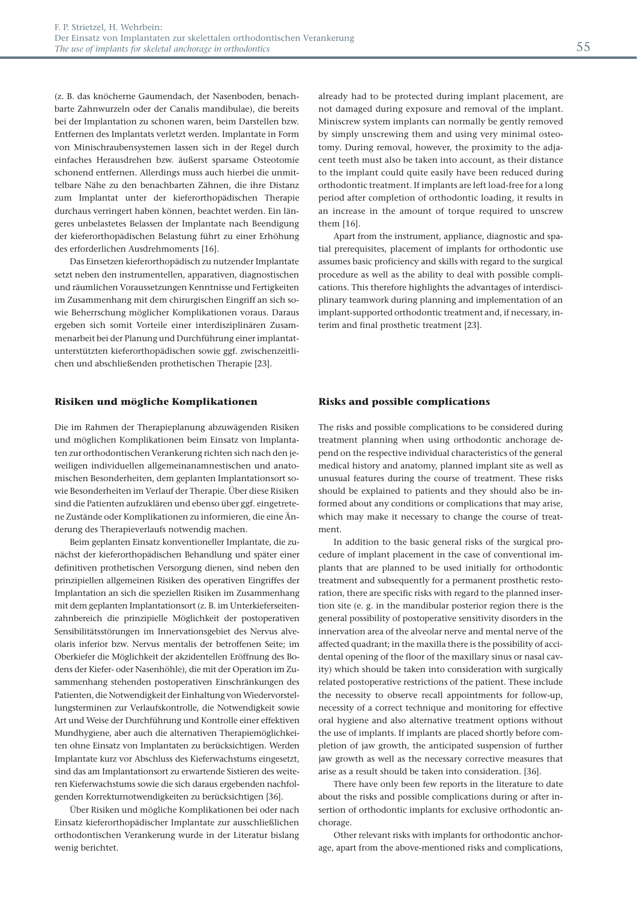(z. B. das knöcherne Gaumendach, der Nasenboden, benachbarte Zahnwurzeln oder der Canalis mandibulae), die bereits bei der Implantation zu schonen waren, beim Darstellen bzw. Entfernen des Implantats verletzt werden. Implantate in Form von Minischraubensystemen lassen sich in der Regel durch einfaches Herausdrehen bzw. äußerst sparsame Osteotomie schonend entfernen. Allerdings muss auch hierbei die unmittelbare Nähe zu den benachbarten Zähnen, die ihre Distanz zum Implantat unter der kieferorthopädischen Therapie durchaus verringert haben können, beachtet werden. Ein längeres unbelastetes Belassen der Implantate nach Beendigung der kieferorthopädischen Belastung führt zu einer Erhöhung des erforderlichen Ausdrehmoments [16].

Das Einsetzen kieferorthopädisch zu nutzender Implantate setzt neben den instrumentellen, apparativen, diagnostischen und räumlichen Voraussetzungen Kenntnisse und Fertigkeiten im Zusammenhang mit dem chirurgischen Eingriff an sich sowie Beherrschung möglicher Komplikationen voraus. Daraus ergeben sich somit Vorteile einer interdisziplinären Zusammenarbeit bei der Planung und Durchführung einer implantatunterstützten kieferorthopädischen sowie ggf. zwischenzeitlichen und abschließenden prothetischen Therapie [23].

### Risiken und mögliche Komplikationen

Die im Rahmen der Therapieplanung abzuwägenden Risiken und möglichen Komplikationen beim Einsatz von Implantaten zur orthodontischen Verankerung richten sich nach den jeweiligen individuellen allgemeinanamnestischen und anatomischen Besonderheiten, dem geplanten Implantationsort sowie Besonderheiten im Verlauf der Therapie. Über diese Risiken sind die Patienten aufzuklären und ebenso über ggf. eingetretene Zustände oder Komplikationen zu informieren, die eine Änderung des Therapieverlaufs notwendig machen.

Beim geplanten Einsatz konventioneller Implantate, die zunächst der kieferorthopädischen Behandlung und später einer definitiven prothetischen Versorgung dienen, sind neben den prinzipiellen allgemeinen Risiken des operativen Eingriffes der Implantation an sich die speziellen Risiken im Zusammenhang mit dem geplanten Implantationsort (z. B. im Unterkieferseitenzahnbereich die prinzipielle Möglichkeit der postoperativen Sensibilitätsstörungen im Innervationsgebiet des Nervus alveolaris inferior bzw. Nervus mentalis der betroffenen Seite; im Oberkiefer die Möglichkeit der akzidentellen Eröffnung des Bodens der Kiefer- oder Nasenhöhle), die mit der Operation im Zusammenhang stehenden postoperativen Einschränkungen des Patienten, die Notwendigkeit der Einhaltung von Wiedervorstellungsterminen zur Verlaufskontrolle, die Notwendigkeit sowie Art und Weise der Durchführung und Kontrolle einer effektiven Mundhygiene, aber auch die alternativen Therapiemöglichkeiten ohne Einsatz von Implantaten zu berücksichtigen. Werden Implantate kurz vor Abschluss des Kieferwachstums eingesetzt, sind das am Implantationsort zu erwartende Sistieren des weiteren Kieferwachstums sowie die sich daraus ergebenden nachfolgenden Korrekturnotwendigkeiten zu berücksichtigen [36].

Über Risiken und mögliche Komplikationen bei oder nach Einsatz kieferorthopädischer Implantate zur ausschließlichen orthodontischen Verankerung wurde in der Literatur bislang wenig berichtet.

already had to be protected during implant placement, are not damaged during exposure and removal of the implant. Miniscrew system implants can normally be gently removed by simply unscrewing them and using very minimal osteotomy. During removal, however, the proximity to the adjacent teeth must also be taken into account, as their distance to the implant could quite easily have been reduced during orthodontic treatment. If implants are left load-free for a long period after completion of orthodontic loading, it results in an increase in the amount of torque required to unscrew them [16].

Apart from the instrument, appliance, diagnostic and spatial prerequisites, placement of implants for orthodontic use assumes basic proficiency and skills with regard to the surgical procedure as well as the ability to deal with possible complications. This therefore highlights the advantages of interdisciplinary teamwork during planning and implementation of an implant-supported orthodontic treatment and, if necessary, interim and final prosthetic treatment [23].

### Risks and possible complications

The risks and possible complications to be considered during treatment planning when using orthodontic anchorage depend on the respective individual characteristics of the general medical history and anatomy, planned implant site as well as unusual features during the course of treatment. These risks should be explained to patients and they should also be informed about any conditions or complications that may arise, which may make it necessary to change the course of treatment.

In addition to the basic general risks of the surgical procedure of implant placement in the case of conventional implants that are planned to be used initially for orthodontic treatment and subsequently for a permanent prosthetic restoration, there are specific risks with regard to the planned insertion site (e. g. in the mandibular posterior region there is the general possibility of postoperative sensitivity disorders in the innervation area of the alveolar nerve and mental nerve of the affected quadrant; in the maxilla there is the possibility of accidental opening of the floor of the maxillary sinus or nasal cavity) which should be taken into consideration with surgically related postoperative restrictions of the patient. These include the necessity to observe recall appointments for follow-up, necessity of a correct technique and monitoring for effective oral hygiene and also alternative treatment options without the use of implants. If implants are placed shortly before completion of jaw growth, the anticipated suspension of further jaw growth as well as the necessary corrective measures that arise as a result should be taken into consideration. [36].

There have only been few reports in the literature to date about the risks and possible complications during or after insertion of orthodontic implants for exclusive orthodontic anchorage.

Other relevant risks with implants for orthodontic anchorage, apart from the above-mentioned risks and complications,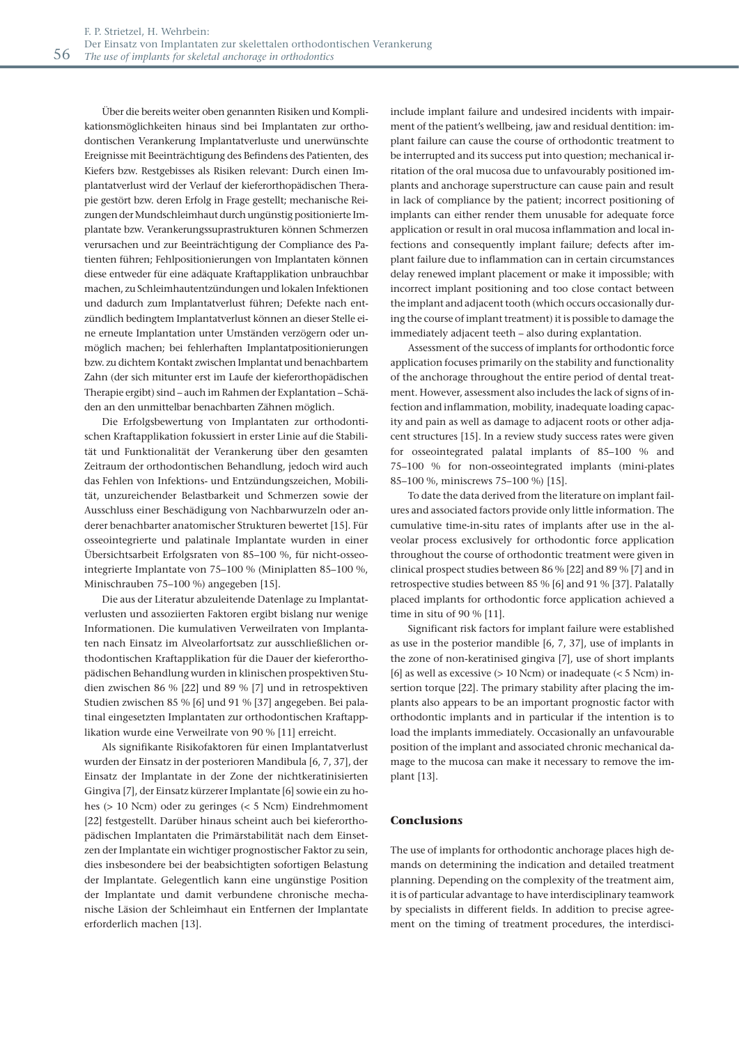Über die bereits weiter oben genannten Risiken und Komplikationsmöglichkeiten hinaus sind bei Implantaten zur orthodontischen Verankerung Implantatverluste und unerwünschte Ereignisse mit Beeinträchtigung des Befindens des Patienten, des Kiefers bzw. Restgebisses als Risiken relevant: Durch einen Implantatverlust wird der Verlauf der kieferorthopädischen Therapie gestört bzw. deren Erfolg in Frage gestellt; mechanische Reizungen der Mundschleimhaut durch ungünstig positionierte Implantate bzw. Verankerungssuprastrukturen können Schmerzen verursachen und zur Beeinträchtigung der Compliance des Patienten führen; Fehlpositionierungen von Implantaten können diese entweder für eine adäquate Kraftapplikation unbrauchbar machen, zu Schleimhautentzündungen und lokalen Infektionen und dadurch zum Implantatverlust führen; Defekte nach entzündlich bedingtem Implantatverlust können an dieser Stelle eine erneute Implantation unter Umständen verzögern oder unmöglich machen; bei fehlerhaften Implantatpositionierungen bzw. zu dichtem Kontakt zwischen Implantat und benachbartem Zahn (der sich mitunter erst im Laufe der kieferorthopädischen Therapie ergibt) sind – auch im Rahmen der Explantation – Schäden an den unmittelbar benachbarten Zähnen möglich.

Die Erfolgsbewertung von Implantaten zur orthodontischen Kraftapplikation fokussiert in erster Linie auf die Stabilität und Funktionalität der Verankerung über den gesamten Zeitraum der orthodontischen Behandlung, jedoch wird auch das Fehlen von Infektions- und Entzündungszeichen, Mobilität, unzureichender Belastbarkeit und Schmerzen sowie der Ausschluss einer Beschädigung von Nachbarwurzeln oder anderer benachbarter anatomischer Strukturen bewertet [15]. Für osseointegrierte und palatinale Implantate wurden in einer Übersichtsarbeit Erfolgsraten von 85–100 %, für nicht-osseointegrierte Implantate von 75–100 % (Miniplatten 85–100 %, Minischrauben 75–100 %) angegeben [15].

Die aus der Literatur abzuleitende Datenlage zu Implantatverlusten und assoziierten Faktoren ergibt bislang nur wenige Informationen. Die kumulativen Verweilraten von Implantaten nach Einsatz im Alveolarfortsatz zur ausschließlichen orthodontischen Kraftapplikation für die Dauer der kieferorthopädischen Behandlung wurden in klinischen prospektiven Studien zwischen 86 % [22] und 89 % [7] und in retrospektiven Studien zwischen 85 % [6] und 91 % [37] angegeben. Bei palatinal eingesetzten Implantaten zur orthodontischen Kraftapplikation wurde eine Verweilrate von 90 % [11] erreicht.

Als signifikante Risikofaktoren für einen Implantatverlust wurden der Einsatz in der posterioren Mandibula [6, 7, 37], der Einsatz der Implantate in der Zone der nichtkeratinisierten Gingiva [7], der Einsatz kürzerer Implantate [6] sowie ein zu hohes (> 10 Ncm) oder zu geringes (< 5 Ncm) Eindrehmoment [22] festgestellt. Darüber hinaus scheint auch bei kieferorthopädischen Implantaten die Primärstabilität nach dem Einsetzen der Implantate ein wichtiger prognostischer Faktor zu sein, dies insbesondere bei der beabsichtigten sofortigen Belastung der Implantate. Gelegentlich kann eine ungünstige Position der Implantate und damit verbundene chronische mechanische Läsion der Schleimhaut ein Entfernen der Implantate erforderlich machen [13].

include implant failure and undesired incidents with impairment of the patient's wellbeing, jaw and residual dentition: implant failure can cause the course of orthodontic treatment to be interrupted and its success put into question; mechanical irritation of the oral mucosa due to unfavourably positioned implants and anchorage superstructure can cause pain and result in lack of compliance by the patient; incorrect positioning of implants can either render them unusable for adequate force application or result in oral mucosa inflammation and local infections and consequently implant failure; defects after implant failure due to inflammation can in certain circumstances delay renewed implant placement or make it impossible; with incorrect implant positioning and too close contact between the implant and adjacent tooth (which occurs occasionally during the course of implant treatment) it is possible to damage the immediately adjacent teeth – also during explantation.

Assessment of the success of implants for orthodontic force application focuses primarily on the stability and functionality of the anchorage throughout the entire period of dental treatment. However, assessment also includes the lack of signs of infection and inflammation, mobility, inadequate loading capacity and pain as well as damage to adjacent roots or other adjacent structures [15]. In a review study success rates were given for osseointegrated palatal implants of 85–100 % and 75–100 % for non-osseointegrated implants (mini-plates 85–100 %, miniscrews 75–100 %) [15].

To date the data derived from the literature on implant failures and associated factors provide only little information. The cumulative time-in-situ rates of implants after use in the alveolar process exclusively for orthodontic force application throughout the course of orthodontic treatment were given in clinical prospect studies between 86 % [22] and 89 % [7] and in retrospective studies between 85 % [6] and 91 % [37]. Palatally placed implants for orthodontic force application achieved a time in situ of 90 % [11].

Significant risk factors for implant failure were established as use in the posterior mandible [6, 7, 37], use of implants in the zone of non-keratinised gingiva [7], use of short implants [6] as well as excessive (> 10 Ncm) or inadequate (< 5 Ncm) insertion torque [22]. The primary stability after placing the implants also appears to be an important prognostic factor with orthodontic implants and in particular if the intention is to load the implants immediately. Occasionally an unfavourable position of the implant and associated chronic mechanical damage to the mucosa can make it necessary to remove the implant [13].

## Conclusions

The use of implants for orthodontic anchorage places high demands on determining the indication and detailed treatment planning. Depending on the complexity of the treatment aim, it is of particular advantage to have interdisciplinary teamwork by specialists in different fields. In addition to precise agreement on the timing of treatment procedures, the interdisci-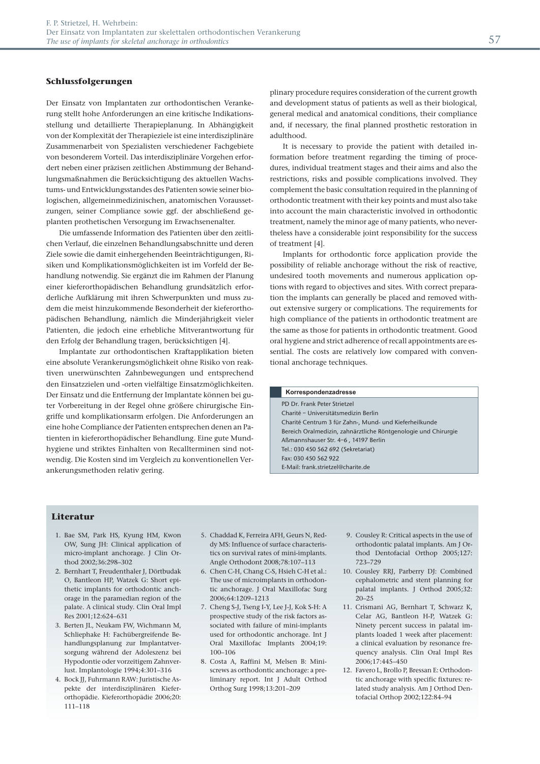## Schlussfolgerungen

Der Einsatz von Implantaten zur orthodontischen Verankerung stellt hohe Anforderungen an eine kritische Indikationsstellung und detaillierte Therapieplanung. In Abhängigkeit von der Komplexität der Therapieziele ist eine interdisziplinäre Zusammenarbeit von Spezialisten verschiedener Fachgebiete von besonderem Vorteil. Das interdisziplinäre Vorgehen erfordert neben einer präzisen zeitlichen Abstimmung der Behandlungsmaßnahmen die Berücksichtigung des aktuellen Wachstums- und Entwicklungsstandes des Patienten sowie seiner biologischen, allgemeinmedizinischen, anatomischen Voraussetzungen, seiner Compliance sowie ggf. der abschließend geplanten prothetischen Versorgung im Erwachsenenalter.

Die umfassende Information des Patienten über den zeitlichen Verlauf, die einzelnen Behandlungsabschnitte und deren Ziele sowie die damit einhergehenden Beeinträchtigungen, Risiken und Komplikationsmöglichkeiten ist im Vorfeld der Behandlung notwendig. Sie ergänzt die im Rahmen der Planung einer kieferorthopädischen Behandlung grundsätzlich erforderliche Aufklärung mit ihren Schwerpunkten und muss zudem die meist hinzukommende Besonderheit der kieferorthopädischen Behandlung, nämlich die Minderjährigkeit vieler Patienten, die jedoch eine erhebliche Mitverantwortung für den Erfolg der Behandlung tragen, berücksichtigen [4].

Implantate zur orthodontischen Kraftapplikation bieten eine absolute Verankerungsmöglichkeit ohne Risiko von reaktiven unerwünschten Zahnbewegungen und entsprechend den Einsatzzielen und -orten vielfältige Einsatzmöglichkeiten. Der Einsatz und die Entfernung der Implantate können bei guter Vorbereitung in der Regel ohne größere chirurgische Eingriffe und komplikationsarm erfolgen. Die Anforderungen an eine hohe Compliance der Patienten entsprechen denen an Patienten in kieferorthopädischer Behandlung. Eine gute Mundhygiene und striktes Einhalten von Recallterminen sind notwendig. Die Kosten sind im Vergleich zu konventionellen Verankerungsmethoden relativ gering.

plinary procedure requires consideration of the current growth and development status of patients as well as their biological, general medical and anatomical conditions, their compliance and, if necessary, the final planned prosthetic restoration in adulthood.

It is necessary to provide the patient with detailed information before treatment regarding the timing of procedures, individual treatment stages and their aims and also the restrictions, risks and possible complications involved. They complement the basic consultation required in the planning of orthodontic treatment with their key points and must also take into account the main characteristic involved in orthodontic treatment, namely the minor age of many patients, who nevertheless have a considerable joint responsibility for the success of treatment [4].

Implants for orthodontic force application provide the possibility of reliable anchorage without the risk of reactive, undesired tooth movements and numerous application options with regard to objectives and sites. With correct preparation the implants can generally be placed and removed without extensive surgery or complications. The requirements for high compliance of the patients in orthodontic treatment are the same as those for patients in orthodontic treatment. Good oral hygiene and strict adherence of recall appointments are essential. The costs are relatively low compared with conventional anchorage techniques.

**Korrespondenzadresse**

PD Dr. Frank Peter Strietzel
Charité – Universitätsmedizin Berlin
Charité Centrum 3 für Zahn-, Mund- und Kieferheilkunde
Bereich Oralmedizin, zahnärztliche Röntgenologie und Chirurgie
Aßmannshauser Str. 4–6 , 14197 Berlin
Tel.: 030 450 562 692 (Sekretariat)
Fax: 030 450 562 922
E-Mail: frank.strietzel@charite.de

## Literatur

1. Bae SM, Park HS, Kyung HM, Kwon OW, Sung JH: Clinical application of micro-implant anchorage. J Clin Orthod 2002;36:298–302
2. Bernhart T, Freudenthaler J, Dörtbudak O, Bantleon HP, Watzek G: Short epithetic implants for orthodontic anchorage in the paramedian region of the palate. A clinical study. Clin Oral Impl Res 2001;12:624–631
3. Berten JL, Neukam FW, Wichmann M, Schliephake H: Fachübergreifende Behandlungsplanung zur Implantatversorgung während der Adoleszenz bei Hypodontie oder vorzeitigem Zahnverlust. Implantologie 1994;4:301–316
4. Bock JJ, Fuhrmann RAW: Juristische Aspekte der interdisziplinären Kieferorthopädie. Kieferorthopädie 2006;20: 111–118
5. Chaddad K, Ferreira AFH, Geurs N, Reddy MS: Influence of surface characteristics on survival rates of mini-implants. Angle Orthodont 2008;78:107–113
6. Chen C-H, Chang C-S, Hsieh C-H et al.: The use of microimplants in orthodontic anchorage. J Oral Maxillofac Surg 2006;64:1209–1213
7. Cheng S-J, Tseng I-Y, Lee J-J, Kok S-H: A prospective study of the risk factors associated with failure of mini-implants used for orthodontic anchorage. Int J Oral Maxillofac Implants 2004;19: 100–106
8. Costa A, Raffini M, Melsen B: Miniscrews as orthodontic anchorage: a preliminary report. Int J Adult Orthod Orthog Surg 1998;13:201–209
9. Cousley R: Critical aspects in the use of orthodontic palatal implants. Am J Orthod Dentofacial Orthop 2005;127: 723–729
10. Cousley RRJ, Parberry DJ: Combined cephalometric and stent planning for palatal implants. J Orthod 2005;32: 20–25
11. Crismani AG, Bernhart T, Schwarz K, Celar AG, Bantleon H-P, Watzek G: Ninety percent success in palatal implants loaded 1 week after placement: a clinical evaluation by resonance frequency analysis. Clin Oral Impl Res 2006;17:445–450
12. Favero L, Brollo P, Bressan E: Orthodontic anchorage with specific fixtures: related study analysis. Am J Orthod Dentofacial Orthop 2002;122:84–94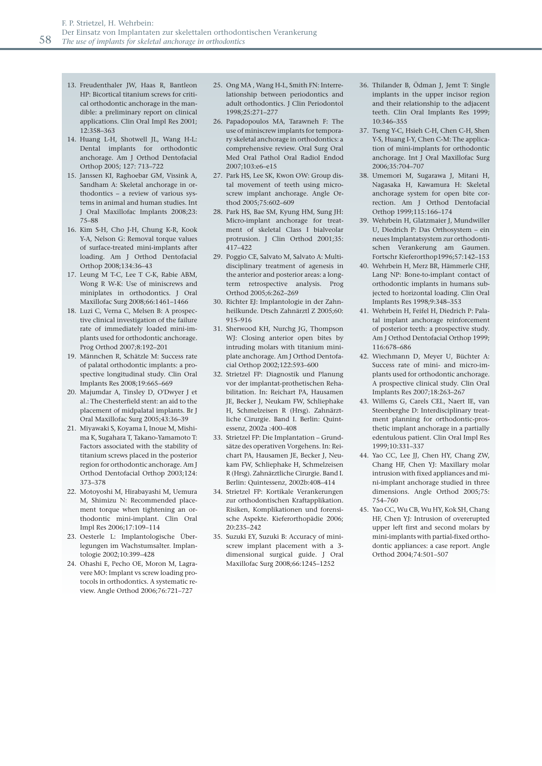13. Freudenthaler JW, Haas R, Bantleon HP: Bicortical titanium screws for critical orthodontic anchorage in the mandible: a preliminary report on clinical applications. Clin Oral Impl Res 2001; 12:358–363
14. Huang L-H, Shotwell JL, Wang H-L: Dental implants for orthodontic anchorage. Am J Orthod Dentofacial Orthop 2005; 127: 713–722
15. Janssen KI, Raghoebar GM, Vissink A, Sandham A: Skeletal anchorage in orthodontics – a review of various systems in animal and human studies. Int J Oral Maxillofac Implants 2008;23: 75–88
16. Kim S-H, Cho J-H, Chung K-R, Kook Y-A, Nelson G: Removal torque values of surface-treated mini-implants after loading. Am J Orthod Dentofacial Orthop 2008;134:36–43
17. Leung M T-C, Lee T C-K, Rabie ABM, Wong R W-K: Use of miniscrews and miniplates in orthodontics. J Oral Maxillofac Surg 2008;66:1461–1466
18. Luzi C, Verna C, Melsen B: A prospective clinical investigation of the failure rate of immediately loaded mini-implants used for orthodontic anchorage. Prog Orthod 2007;8:192–201
19. Männchen R, Schätzle M: Success rate of palatal orthodontic implants: a prospective longitudinal study. Clin Oral Implants Res 2008;19:665–669
20. Majumdar A, Tinsley D, O'Dwyer J et al.: The Chesterfield stent: an aid to the placement of midpalatal implants. Br J Oral Maxillofac Surg 2005;43:36–39
21. Miyawaki S, Koyama I, Inoue M, Mishima K, Sugahara T, Takano-Yamamoto T: Factors associated with the stability of titanium screws placed in the posterior region for orthodontic anchorage. Am J Orthod Dentofacial Orthop 2003;124: 373–378
22. Motoyoshi M, Hirabayashi M, Uemura M, Shimizu N: Recommended placement torque when tightening an orthodontic mini-implant. Clin Oral Impl Res 2006;17:109–114
23. Oesterle L: Implantologische Überlegungen im Wachstumsalter. Implantologie 2002;10:399–428
24. Ohashi E, Pecho OE, Moron M, Lagravere MO: Implant vs screw loading protocols in orthodontics. A systematic review. Angle Orthod 2006;76:721–727
25. Ong MA , Wang H-L, Smith FN: Interrelationship between periodontics and adult orthodontics. J Clin Periodontol 1998;25:271–277
26. Papadopoulos MA, Tarawneh F: The use of miniscrew implants for temporary skeletal anchorage in orthodontics: a comprehensive review. Oral Surg Oral Med Oral Pathol Oral Radiol Endod 2007;103:e6–e15
27. Park HS, Lee SK, Kwon OW: Group distal movement of teeth using microscrew implant anchorage. Angle Orthod 2005;75:602–609
28. Park HS, Bae SM, Kyung HM, Sung JH: Micro-implant anchorage for treatment of skeletal Class I bialveolar protrusion. J Clin Orthod 2001;35: 417–422
29. Poggio CE, Salvato M, Salvato A: Multidisciplinary treatment of agenesis in the anterior and posterior areas: a long-term retrospective analysis. Prog Orthod 2005;6:262–269
30. Richter EJ: Implantologie in der Zahnheilkunde. Dtsch Zahnärztl Z 2005;60: 915–916
31. Sherwood KH, Nurchg JG, Thompson WJ: Closing anterior open bites by intruding molars with titanium miniplate anchorage. Am J Orthod Dentofacial Orthop 2002;122:593–600
32. Strietzel FP: Diagnostik und Planung vor der implantat-prothetischen Rehabilitation. In: Reichart PA, Hausamen JE, Becker J, Neukam FW, Schliephake H, Schmelzeisen R (Hrsg). Zahnärztliche Cirurgie. Band I. Berlin: Quintessenz, 2002a :400–408
33. Strietzel FP: Die Implantation – Grundsätze des operativen Vorgehens. In: Reichart PA, Hausamen JE, Becker J, Neukam FW, Schliephake H, Schmelzeisen R (Hrsg). Zahnärztliche Cirurgie. Band I. Berlin: Quintessenz, 2002b:408–414
34. Strietzel FP: Kortikale Verankerungen zur orthodontischen Kraftapplikation. Risiken, Komplikationen und forensische Aspekte. Kieferorthopädie 2006; 20:235–242
35. Suzuki EY, Suzuki B: Accuracy of miniscrew implant placement with a 3-dimensional surgical guide. J Oral Maxillofac Surg 2008;66:1245–1252
36. Thilander B, Ödman J, Jemt T: Single implants in the upper incisor region and their relationship to the adjacent teeth. Clin Oral Implants Res 1999; 10:346–355
37. Tseng Y-C, Hsieh C-H, Chen C-H, Shen Y-S, Huang I-Y, Chen C-M: The application of mini-implants for orthodontic anchorage. Int J Oral Maxillofac Surg 2006;35:704–707
38. Umemori M, Sugarawa J, Mitani H, Nagasaka H, Kawamura H: Skeletal anchorage system for open bite correction. Am J Orthod Dentofacial Orthop 1999;115:166–174
39. Wehrbein H, Glatzmaier J, Mundwiller U, Diedrich P: Das Orthosystem – ein neues Implantatsystem zur orthodontischen Verankerung am Gaumen. Fortschr Kieferorthop1996;57:142–153
40. Wehrbein H, Merz BR, Hämmerle CHF, Lang NP: Bone-to-implant contact of orthodontic implants in humans subjected to horizontal loading. Clin Oral Implants Res 1998;9:348–353
41. Wehrbein H, Feifel H, Diedrich P: Palatal implant anchorage reinforcement of posterior teeth: a prospective study. Am J Orthod Dentofacial Orthop 1999; 116:678–686
42. Wiechmann D, Meyer U, Büchter A: Success rate of mini- and micro-implants used for orthodontic anchorage. A prospective clinical study. Clin Oral Implants Res 2007;18:263–267
43. Willems G, Carels CEL, Naert IE, van Steenberghe D: Interdisciplinary treatment planning for orthodontic-prosthetic implant anchorage in a partially edentulous patient. Clin Oral Impl Res 1999;10:331–337
44. Yao CC, Lee JJ, Chen HY, Chang ZW, Chang HF, Chen YJ: Maxillary molar intrusion with fixed appliances and mini-implant anchorage studied in three dimensions. Angle Orthod 2005;75: 754–760
45. Yao CC, Wu CB, Wu HY, Kok SH, Chang HF, Chen YJ: Intrusion of overerupted upper left first and second molars by mini-implants with partial-fixed orthodontic appliances: a case report. Angle Orthod 2004;74:501–507